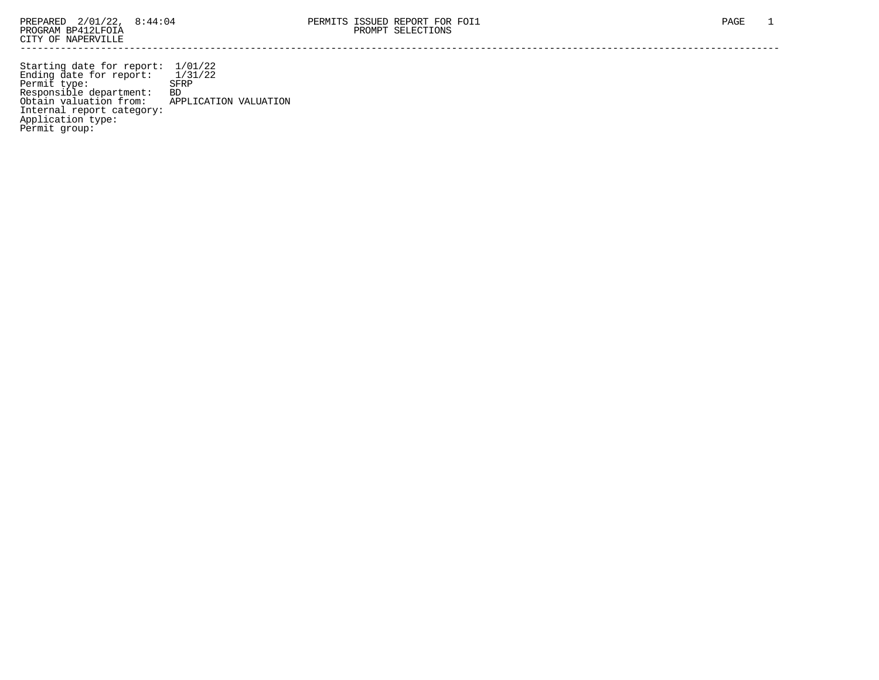PREPARED 2/01/22, 8:44:04
PROGRAM BP412LFOIA
CITY OF NAPERVILLE

PERMITS ISSUED REPORT FOR FOI1
PROMPT SELECTIONS

Starting date for report: 1/01/22
Ending date for report: 1/31/22
Permit type: SFRP
Responsible department: BD
Obtain valuation from: APPLICATION VALUATION
Internal report category:
Application type:
Permit group: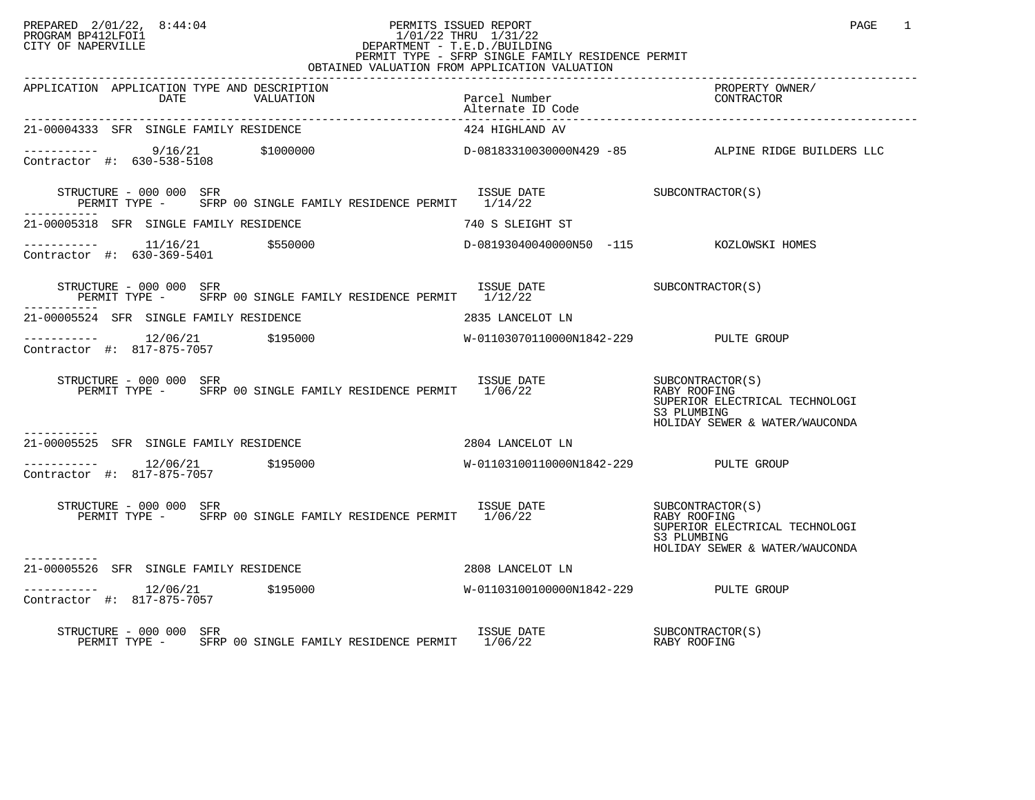PREPARED 2/01/22, 8:44:04
PROGRAM BP412LFOI1
CITY OF NAPERVILLE

PERMITS ISSUED REPORT
1/01/22 THRU 1/31/22
DEPARTMENT - T.E.D./BUILDING
PERMIT TYPE - SFRP SINGLE FAMILY RESIDENCE PERMIT
OBTAINED VALUATION FROM APPLICATION VALUATION

| APPLICATION | APPLICATION TYPE AND DESCRIPTION / DATE / VALUATION | Parcel Number / Alternate ID Code | PROPERTY OWNER/ CONTRACTOR |
|---|---|---|---|
| 21-00004333 | SFR SINGLE FAMILY RESIDENCE | 424 HIGHLAND AV | |
| ----------- | 9/16/21 $1000000 | D-08183310030000N429 -85 | ALPINE RIDGE BUILDERS LLC |
| Contractor #: 630-538-5108 | | | |
| | STRUCTURE - 000 000 SFR / PERMIT TYPE - SFRP 00 SINGLE FAMILY RESIDENCE PERMIT | ISSUE DATE 1/14/22 | SUBCONTRACTOR(S) |
| 21-00005318 | SFR SINGLE FAMILY RESIDENCE | 740 S SLEIGHT ST | |
| ----------- | 11/16/21 $550000 | D-08193040040000N50 -115 | KOZLOWSKI HOMES |
| Contractor #: 630-369-5401 | | | |
| | STRUCTURE - 000 000 SFR / PERMIT TYPE - SFRP 00 SINGLE FAMILY RESIDENCE PERMIT | ISSUE DATE 1/12/22 | SUBCONTRACTOR(S) |
| 21-00005524 | SFR SINGLE FAMILY RESIDENCE | 2835 LANCELOT LN | |
| ----------- | 12/06/21 $195000 | W-01103070110000N1842-229 | PULTE GROUP |
| Contractor #: 817-875-7057 | | | |
| | STRUCTURE - 000 000 SFR / PERMIT TYPE - SFRP 00 SINGLE FAMILY RESIDENCE PERMIT | ISSUE DATE 1/06/22 | SUBCONTRACTOR(S) RABY ROOFING, SUPERIOR ELECTRICAL TECHNOLOGI, S3 PLUMBING, HOLIDAY SEWER & WATER/WAUCONDA |
| 21-00005525 | SFR SINGLE FAMILY RESIDENCE | 2804 LANCELOT LN | |
| ----------- | 12/06/21 $195000 | W-01103100110000N1842-229 | PULTE GROUP |
| Contractor #: 817-875-7057 | | | |
| | STRUCTURE - 000 000 SFR / PERMIT TYPE - SFRP 00 SINGLE FAMILY RESIDENCE PERMIT | ISSUE DATE 1/06/22 | SUBCONTRACTOR(S) RABY ROOFING, SUPERIOR ELECTRICAL TECHNOLOGI, S3 PLUMBING, HOLIDAY SEWER & WATER/WAUCONDA |
| 21-00005526 | SFR SINGLE FAMILY RESIDENCE | 2808 LANCELOT LN | |
| ----------- | 12/06/21 $195000 | W-01103100100000N1842-229 | PULTE GROUP |
| Contractor #: 817-875-7057 | | | |
| | STRUCTURE - 000 000 SFR / PERMIT TYPE - SFRP 00 SINGLE FAMILY RESIDENCE PERMIT | ISSUE DATE 1/06/22 | SUBCONTRACTOR(S) RABY ROOFING |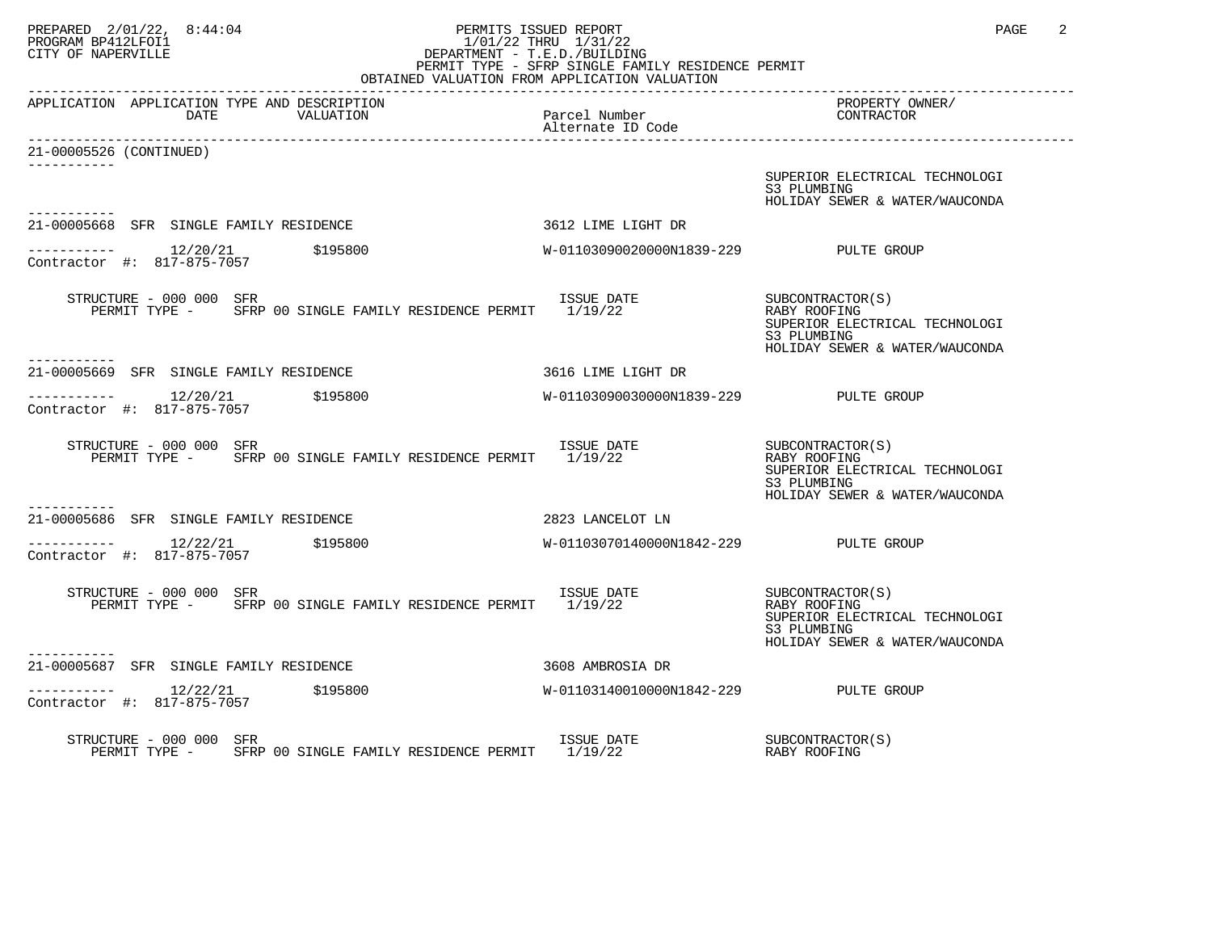PERMITS ISSUED REPORT
1/01/22 THRU 1/31/22
DEPARTMENT - T.E.D./BUILDING
PERMIT TYPE - SFRP SINGLE FAMILY RESIDENCE PERMIT
OBTAINED VALUATION FROM APPLICATION VALUATION

| APPLICATION | APPLICATION TYPE AND DESCRIPTION DATE VALUATION | Parcel Number Alternate ID Code | PROPERTY OWNER/ CONTRACTOR |
|---|---|---|---|
| 21-00005526 (CONTINUED) | | | |
| | | | SUPERIOR ELECTRICAL TECHNOLOGI<br>S3 PLUMBING<br>HOLIDAY SEWER & WATER/WAUCONDA |
| 21-00005668 | SFR SINGLE FAMILY RESIDENCE | 3612 LIME LIGHT DR | |
| | 12/20/21 $195800 | W-01103090020000N1839-229 | PULTE GROUP |
| Contractor #: 817-875-7057 | | | |
| | STRUCTURE - 000 000 SFR<br>PERMIT TYPE - SFRP 00 SINGLE FAMILY RESIDENCE PERMIT | ISSUE DATE<br>1/19/22 | SUBCONTRACTOR(S)<br>RABY ROOFING<br>SUPERIOR ELECTRICAL TECHNOLOGI<br>S3 PLUMBING<br>HOLIDAY SEWER & WATER/WAUCONDA |
| 21-00005669 | SFR SINGLE FAMILY RESIDENCE | 3616 LIME LIGHT DR | |
| | 12/20/21 $195800 | W-01103090030000N1839-229 | PULTE GROUP |
| Contractor #: 817-875-7057 | | | |
| | STRUCTURE - 000 000 SFR<br>PERMIT TYPE - SFRP 00 SINGLE FAMILY RESIDENCE PERMIT | ISSUE DATE<br>1/19/22 | SUBCONTRACTOR(S)<br>RABY ROOFING<br>SUPERIOR ELECTRICAL TECHNOLOGI<br>S3 PLUMBING<br>HOLIDAY SEWER & WATER/WAUCONDA |
| 21-00005686 | SFR SINGLE FAMILY RESIDENCE | 2823 LANCELOT LN | |
| | 12/22/21 $195800 | W-01103070140000N1842-229 | PULTE GROUP |
| Contractor #: 817-875-7057 | | | |
| | STRUCTURE - 000 000 SFR<br>PERMIT TYPE - SFRP 00 SINGLE FAMILY RESIDENCE PERMIT | ISSUE DATE<br>1/19/22 | SUBCONTRACTOR(S)<br>RABY ROOFING<br>SUPERIOR ELECTRICAL TECHNOLOGI<br>S3 PLUMBING<br>HOLIDAY SEWER & WATER/WAUCONDA |
| 21-00005687 | SFR SINGLE FAMILY RESIDENCE | 3608 AMBROSIA DR | |
| | 12/22/21 $195800 | W-01103140010000N1842-229 | PULTE GROUP |
| Contractor #: 817-875-7057 | | | |
| | STRUCTURE - 000 000 SFR<br>PERMIT TYPE - SFRP 00 SINGLE FAMILY RESIDENCE PERMIT | ISSUE DATE<br>1/19/22 | SUBCONTRACTOR(S)<br>RABY ROOFING |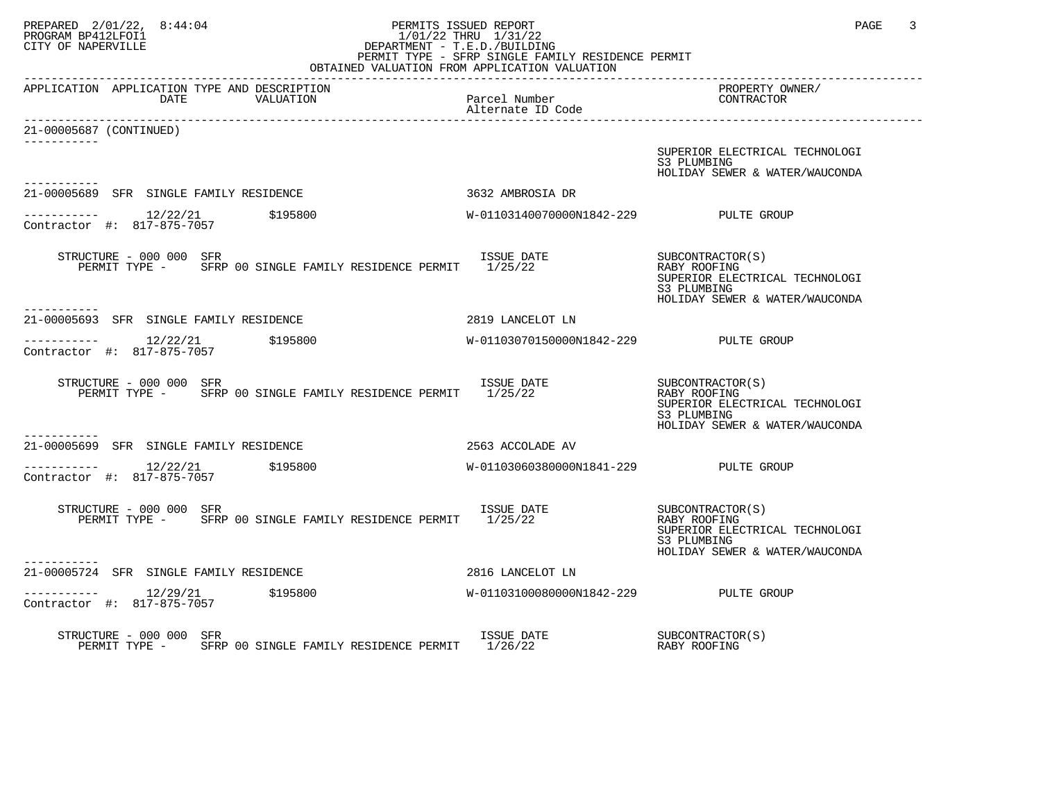PREPARED 2/01/22, 8:44:04
PROGRAM BP412LFOI1
CITY OF NAPERVILLE

PERMITS ISSUED REPORT
1/01/22 THRU 1/31/22
DEPARTMENT - T.E.D./BUILDING
PERMIT TYPE - SFRP SINGLE FAMILY RESIDENCE PERMIT
OBTAINED VALUATION FROM APPLICATION VALUATION

| APPLICATION | APPLICATION TYPE AND DESCRIPTION DATE / VALUATION | Parcel Number / Alternate ID Code | PROPERTY OWNER/ CONTRACTOR |
|---|---|---|---|

**21-00005687 (CONTINUED)**

SUPERIOR ELECTRICAL TECHNOLOGI
S3 PLUMBING
HOLIDAY SEWER & WATER/WAUCONDA

---

**21-00005689 SFR SINGLE FAMILY RESIDENCE** — 3632 AMBROSIA DR

12/22/21 $195800 — W-01103140070000N1842-229 — PULTE GROUP

Contractor #: 817-875-7057

STRUCTURE - 000 000 SFR
PERMIT TYPE - SFRP 00 SINGLE FAMILY RESIDENCE PERMIT — ISSUE DATE 1/25/22

SUBCONTRACTOR(S)
RABY ROOFING
SUPERIOR ELECTRICAL TECHNOLOGI
S3 PLUMBING
HOLIDAY SEWER & WATER/WAUCONDA

---

**21-00005693 SFR SINGLE FAMILY RESIDENCE** — 2819 LANCELOT LN

12/22/21 $195800 — W-01103070150000N1842-229 — PULTE GROUP

Contractor #: 817-875-7057

STRUCTURE - 000 000 SFR
PERMIT TYPE - SFRP 00 SINGLE FAMILY RESIDENCE PERMIT — ISSUE DATE 1/25/22

SUBCONTRACTOR(S)
RABY ROOFING
SUPERIOR ELECTRICAL TECHNOLOGI
S3 PLUMBING
HOLIDAY SEWER & WATER/WAUCONDA

---

**21-00005699 SFR SINGLE FAMILY RESIDENCE** — 2563 ACCOLADE AV

12/22/21 $195800 — W-01103060380000N1841-229 — PULTE GROUP

Contractor #: 817-875-7057

STRUCTURE - 000 000 SFR
PERMIT TYPE - SFRP 00 SINGLE FAMILY RESIDENCE PERMIT — ISSUE DATE 1/25/22

SUBCONTRACTOR(S)
RABY ROOFING
SUPERIOR ELECTRICAL TECHNOLOGI
S3 PLUMBING
HOLIDAY SEWER & WATER/WAUCONDA

---

**21-00005724 SFR SINGLE FAMILY RESIDENCE** — 2816 LANCELOT LN

12/29/21 $195800 — W-01103100080000N1842-229 — PULTE GROUP

Contractor #: 817-875-7057

STRUCTURE - 000 000 SFR
PERMIT TYPE - SFRP 00 SINGLE FAMILY RESIDENCE PERMIT — ISSUE DATE 1/26/22

SUBCONTRACTOR(S)
RABY ROOFING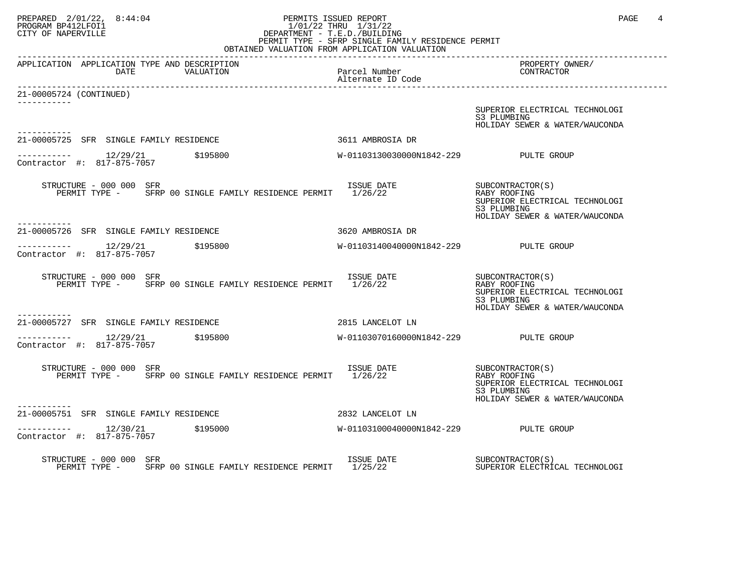PREPARED 2/01/22, 8:44:04 PERMITS ISSUED REPORT
PROGRAM BP412LFOI1 1/01/22 THRU 1/31/22
CITY OF NAPERVILLE DEPARTMENT - T.E.D./BUILDING
PERMIT TYPE - SFRP SINGLE FAMILY RESIDENCE PERMIT
OBTAINED VALUATION FROM APPLICATION VALUATION

| APPLICATION | APPLICATION TYPE AND DESCRIPTION DATE | VALUATION | Parcel Number Alternate ID Code | PROPERTY OWNER/ CONTRACTOR |
|---|---|---|---|---|

**21-00005724 (CONTINUED)**

SUPERIOR ELECTRICAL TECHNOLOGI
S3 PLUMBING
HOLIDAY SEWER & WATER/WAUCONDA

---

**21-00005725 SFR SINGLE FAMILY RESIDENCE** — 3611 AMBROSIA DR

12/29/21 — $195800 — W-01103130030000N1842-229 — PULTE GROUP
Contractor #: 817-875-7057

STRUCTURE - 000 000 SFR
PERMIT TYPE - SFRP 00 SINGLE FAMILY RESIDENCE PERMIT — ISSUE DATE 1/26/22
SUBCONTRACTOR(S):
RABY ROOFING
SUPERIOR ELECTRICAL TECHNOLOGI
S3 PLUMBING
HOLIDAY SEWER & WATER/WAUCONDA

---

**21-00005726 SFR SINGLE FAMILY RESIDENCE** — 3620 AMBROSIA DR

12/29/21 — $195800 — W-01103140040000N1842-229 — PULTE GROUP
Contractor #: 817-875-7057

STRUCTURE - 000 000 SFR
PERMIT TYPE - SFRP 00 SINGLE FAMILY RESIDENCE PERMIT — ISSUE DATE 1/26/22
SUBCONTRACTOR(S):
RABY ROOFING
SUPERIOR ELECTRICAL TECHNOLOGI
S3 PLUMBING
HOLIDAY SEWER & WATER/WAUCONDA

---

**21-00005727 SFR SINGLE FAMILY RESIDENCE** — 2815 LANCELOT LN

12/29/21 — $195800 — W-01103070160000N1842-229 — PULTE GROUP
Contractor #: 817-875-7057

STRUCTURE - 000 000 SFR
PERMIT TYPE - SFRP 00 SINGLE FAMILY RESIDENCE PERMIT — ISSUE DATE 1/26/22
SUBCONTRACTOR(S):
RABY ROOFING
SUPERIOR ELECTRICAL TECHNOLOGI
S3 PLUMBING
HOLIDAY SEWER & WATER/WAUCONDA

---

**21-00005751 SFR SINGLE FAMILY RESIDENCE** — 2832 LANCELOT LN

12/30/21 — $195000 — W-01103100040000N1842-229 — PULTE GROUP
Contractor #: 817-875-7057

STRUCTURE - 000 000 SFR
PERMIT TYPE - SFRP 00 SINGLE FAMILY RESIDENCE PERMIT — ISSUE DATE 1/25/22
SUBCONTRACTOR(S):
SUPERIOR ELECTRICAL TECHNOLOGI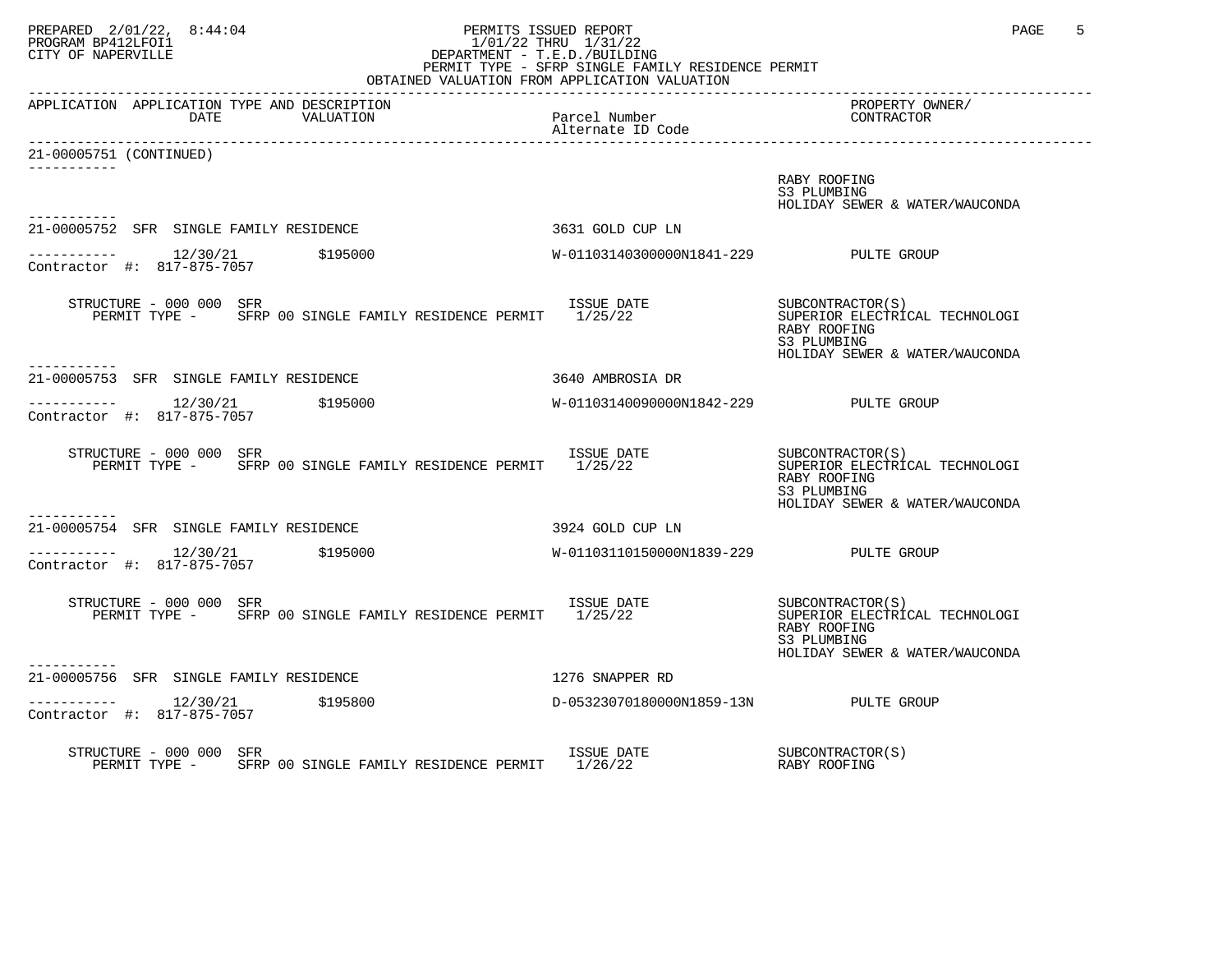PREPARED 2/01/22, 8:44:04 PERMITS ISSUED REPORT
PROGRAM BP412LFOI1 1/01/22 THRU 1/31/22
CITY OF NAPERVILLE DEPARTMENT - T.E.D./BUILDING
PERMIT TYPE - SFRP SINGLE FAMILY RESIDENCE PERMIT
OBTAINED VALUATION FROM APPLICATION VALUATION

| APPLICATION | APPLICATION TYPE AND DESCRIPTION DATE / VALUATION | Parcel Number / Alternate ID Code | PROPERTY OWNER/ CONTRACTOR |
|---|---|---|---|

**21-00005751 (CONTINUED)**

RABY ROOFING
S3 PLUMBING
HOLIDAY SEWER & WATER/WAUCONDA

---

**21-00005752 SFR SINGLE FAMILY RESIDENCE** — 3631 GOLD CUP LN

12/30/21 — $195000 — W-01103140300000N1841-229 — PULTE GROUP

Contractor #: 817-875-7057

STRUCTURE - 000 000 SFR
PERMIT TYPE - SFRP 00 SINGLE FAMILY RESIDENCE PERMIT — ISSUE DATE 1/25/22

SUBCONTRACTOR(S):
SUPERIOR ELECTRICAL TECHNOLOGI
RABY ROOFING
S3 PLUMBING
HOLIDAY SEWER & WATER/WAUCONDA

---

**21-00005753 SFR SINGLE FAMILY RESIDENCE** — 3640 AMBROSIA DR

12/30/21 — $195000 — W-01103140090000N1842-229 — PULTE GROUP

Contractor #: 817-875-7057

STRUCTURE - 000 000 SFR
PERMIT TYPE - SFRP 00 SINGLE FAMILY RESIDENCE PERMIT — ISSUE DATE 1/25/22

SUBCONTRACTOR(S):
SUPERIOR ELECTRICAL TECHNOLOGI
RABY ROOFING
S3 PLUMBING
HOLIDAY SEWER & WATER/WAUCONDA

---

**21-00005754 SFR SINGLE FAMILY RESIDENCE** — 3924 GOLD CUP LN

12/30/21 — $195000 — W-01103110150000N1839-229 — PULTE GROUP

Contractor #: 817-875-7057

STRUCTURE - 000 000 SFR
PERMIT TYPE - SFRP 00 SINGLE FAMILY RESIDENCE PERMIT — ISSUE DATE 1/25/22

SUBCONTRACTOR(S):
SUPERIOR ELECTRICAL TECHNOLOGI
RABY ROOFING
S3 PLUMBING
HOLIDAY SEWER & WATER/WAUCONDA

---

**21-00005756 SFR SINGLE FAMILY RESIDENCE** — 1276 SNAPPER RD

12/30/21 — $195800 — D-05323070180000N1859-13N — PULTE GROUP

Contractor #: 817-875-7057

STRUCTURE - 000 000 SFR
PERMIT TYPE - SFRP 00 SINGLE FAMILY RESIDENCE PERMIT — ISSUE DATE 1/26/22

SUBCONTRACTOR(S):
RABY ROOFING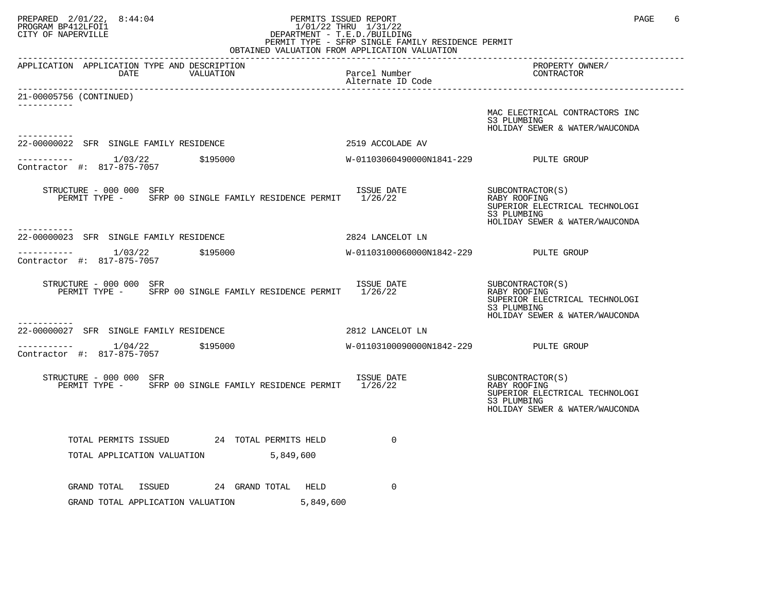PREPARED 2/01/22, 8:44:04
PROGRAM BP412LFOI1
CITY OF NAPERVILLE

PERMITS ISSUED REPORT
1/01/22 THRU 1/31/22
DEPARTMENT - T.E.D./BUILDING
PERMIT TYPE - SFRP SINGLE FAMILY RESIDENCE PERMIT
OBTAINED VALUATION FROM APPLICATION VALUATION

| APPLICATION | APPLICATION TYPE AND DESCRIPTION DATE / VALUATION | Parcel Number / Alternate ID Code | PROPERTY OWNER/ CONTRACTOR |
|---|---|---|---|
| 21-00005756 (CONTINUED) | | | |
| | | | MAC ELECTRICAL CONTRACTORS INC<br>S3 PLUMBING<br>HOLIDAY SEWER & WATER/WAUCONDA |
| 22-00000022 SFR SINGLE FAMILY RESIDENCE | | 2519 ACCOLADE AV | |
| | 1/03/22 $195000 | W-01103060490000N1841-229 | PULTE GROUP |
| Contractor #: 817-875-7057 | | | |
| STRUCTURE - 000 000 SFR | PERMIT TYPE - SFRP 00 SINGLE FAMILY RESIDENCE PERMIT | ISSUE DATE 1/26/22 | SUBCONTRACTOR(S)<br>RABY ROOFING<br>SUPERIOR ELECTRICAL TECHNOLOGI<br>S3 PLUMBING<br>HOLIDAY SEWER & WATER/WAUCONDA |
| 22-00000023 SFR SINGLE FAMILY RESIDENCE | | 2824 LANCELOT LN | |
| | 1/03/22 $195000 | W-01103100060000N1842-229 | PULTE GROUP |
| Contractor #: 817-875-7057 | | | |
| STRUCTURE - 000 000 SFR | PERMIT TYPE - SFRP 00 SINGLE FAMILY RESIDENCE PERMIT | ISSUE DATE 1/26/22 | SUBCONTRACTOR(S)<br>RABY ROOFING<br>SUPERIOR ELECTRICAL TECHNOLOGI<br>S3 PLUMBING<br>HOLIDAY SEWER & WATER/WAUCONDA |
| 22-00000027 SFR SINGLE FAMILY RESIDENCE | | 2812 LANCELOT LN | |
| | 1/04/22 $195000 | W-01103100090000N1842-229 | PULTE GROUP |
| Contractor #: 817-875-7057 | | | |
| STRUCTURE - 000 000 SFR | PERMIT TYPE - SFRP 00 SINGLE FAMILY RESIDENCE PERMIT | ISSUE DATE 1/26/22 | SUBCONTRACTOR(S)<br>RABY ROOFING<br>SUPERIOR ELECTRICAL TECHNOLOGI<br>S3 PLUMBING<br>HOLIDAY SEWER & WATER/WAUCONDA |

TOTAL PERMITS ISSUED 24 TOTAL PERMITS HELD 0

TOTAL APPLICATION VALUATION 5,849,600

GRAND TOTAL ISSUED 24 GRAND TOTAL HELD 0

GRAND TOTAL APPLICATION VALUATION 5,849,600